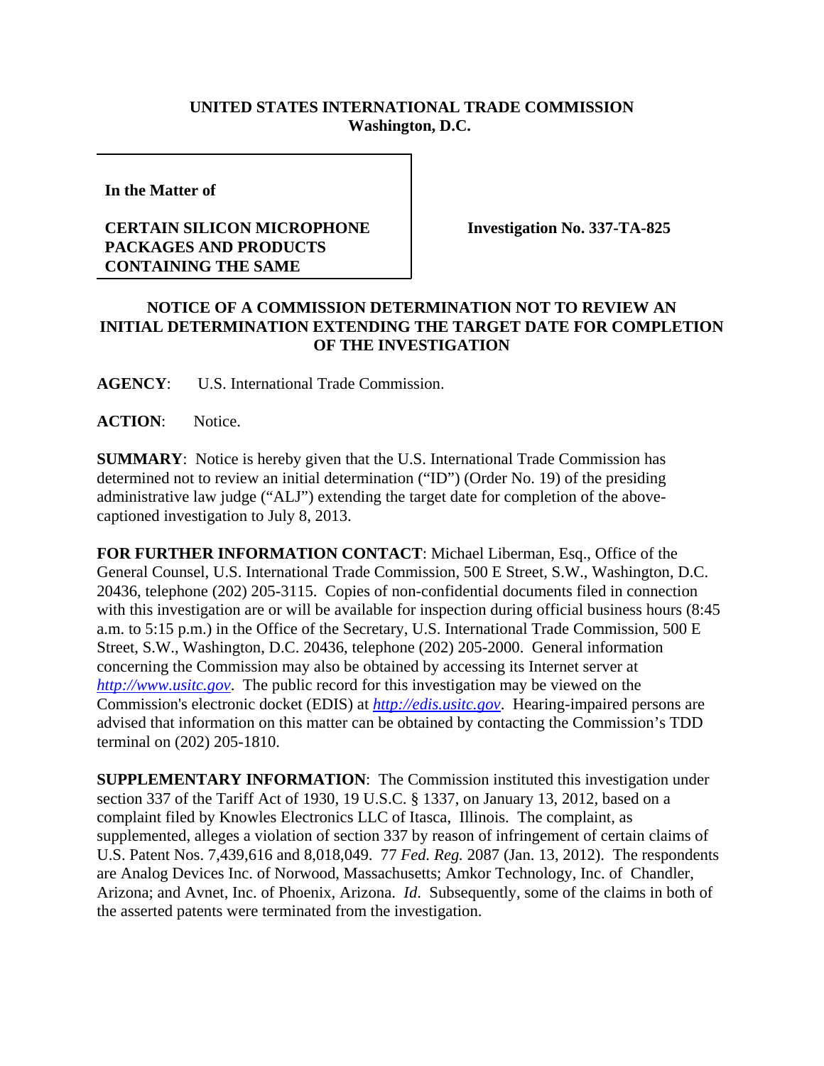**UNITED STATES INTERNATIONAL TRADE COMMISSION**
**Washington, D.C.**

**In the Matter of**

**CERTAIN SILICON MICROPHONE PACKAGES AND PRODUCTS CONTAINING THE SAME**

**Investigation No. 337-TA-825**

**NOTICE OF A COMMISSION DETERMINATION NOT TO REVIEW AN INITIAL DETERMINATION EXTENDING THE TARGET DATE FOR COMPLETION OF THE INVESTIGATION**

**AGENCY**: U.S. International Trade Commission.

**ACTION**: Notice.

**SUMMARY**: Notice is hereby given that the U.S. International Trade Commission has determined not to review an initial determination ("ID") (Order No. 19) of the presiding administrative law judge ("ALJ") extending the target date for completion of the above-captioned investigation to July 8, 2013.

**FOR FURTHER INFORMATION CONTACT**: Michael Liberman, Esq., Office of the General Counsel, U.S. International Trade Commission, 500 E Street, S.W., Washington, D.C. 20436, telephone (202) 205-3115. Copies of non-confidential documents filed in connection with this investigation are or will be available for inspection during official business hours (8:45 a.m. to 5:15 p.m.) in the Office of the Secretary, U.S. International Trade Commission, 500 E Street, S.W., Washington, D.C. 20436, telephone (202) 205-2000. General information concerning the Commission may also be obtained by accessing its Internet server at *http://www.usitc.gov*. The public record for this investigation may be viewed on the Commission's electronic docket (EDIS) at *http://edis.usitc.gov*. Hearing-impaired persons are advised that information on this matter can be obtained by contacting the Commission's TDD terminal on (202) 205-1810.

**SUPPLEMENTARY INFORMATION**: The Commission instituted this investigation under section 337 of the Tariff Act of 1930, 19 U.S.C. § 1337, on January 13, 2012, based on a complaint filed by Knowles Electronics LLC of Itasca, Illinois. The complaint, as supplemented, alleges a violation of section 337 by reason of infringement of certain claims of U.S. Patent Nos. 7,439,616 and 8,018,049. 77 *Fed. Reg.* 2087 (Jan. 13, 2012). The respondents are Analog Devices Inc. of Norwood, Massachusetts; Amkor Technology, Inc. of Chandler, Arizona; and Avnet, Inc. of Phoenix, Arizona. *Id*. Subsequently, some of the claims in both of the asserted patents were terminated from the investigation.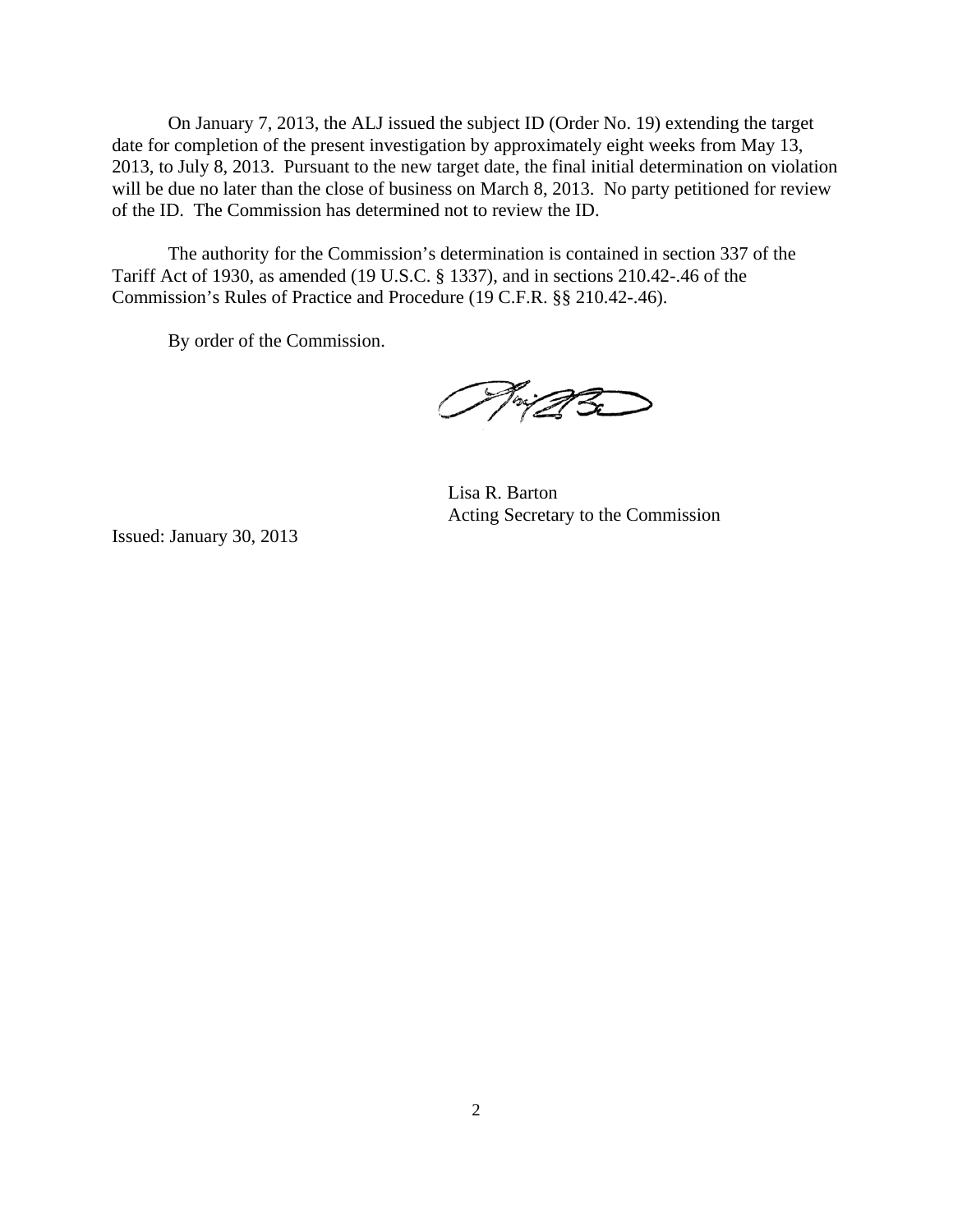On January 7, 2013, the ALJ issued the subject ID (Order No. 19) extending the target date for completion of the present investigation by approximately eight weeks from May 13, 2013, to July 8, 2013. Pursuant to the new target date, the final initial determination on violation will be due no later than the close of business on March 8, 2013. No party petitioned for review of the ID. The Commission has determined not to review the ID.

The authority for the Commission's determination is contained in section 337 of the Tariff Act of 1930, as amended (19 U.S.C. § 1337), and in sections 210.42-.46 of the Commission's Rules of Practice and Procedure (19 C.F.R. §§ 210.42-.46).

By order of the Commission.

Lisa R. Barton
Acting Secretary to the Commission

Issued: January 30, 2013